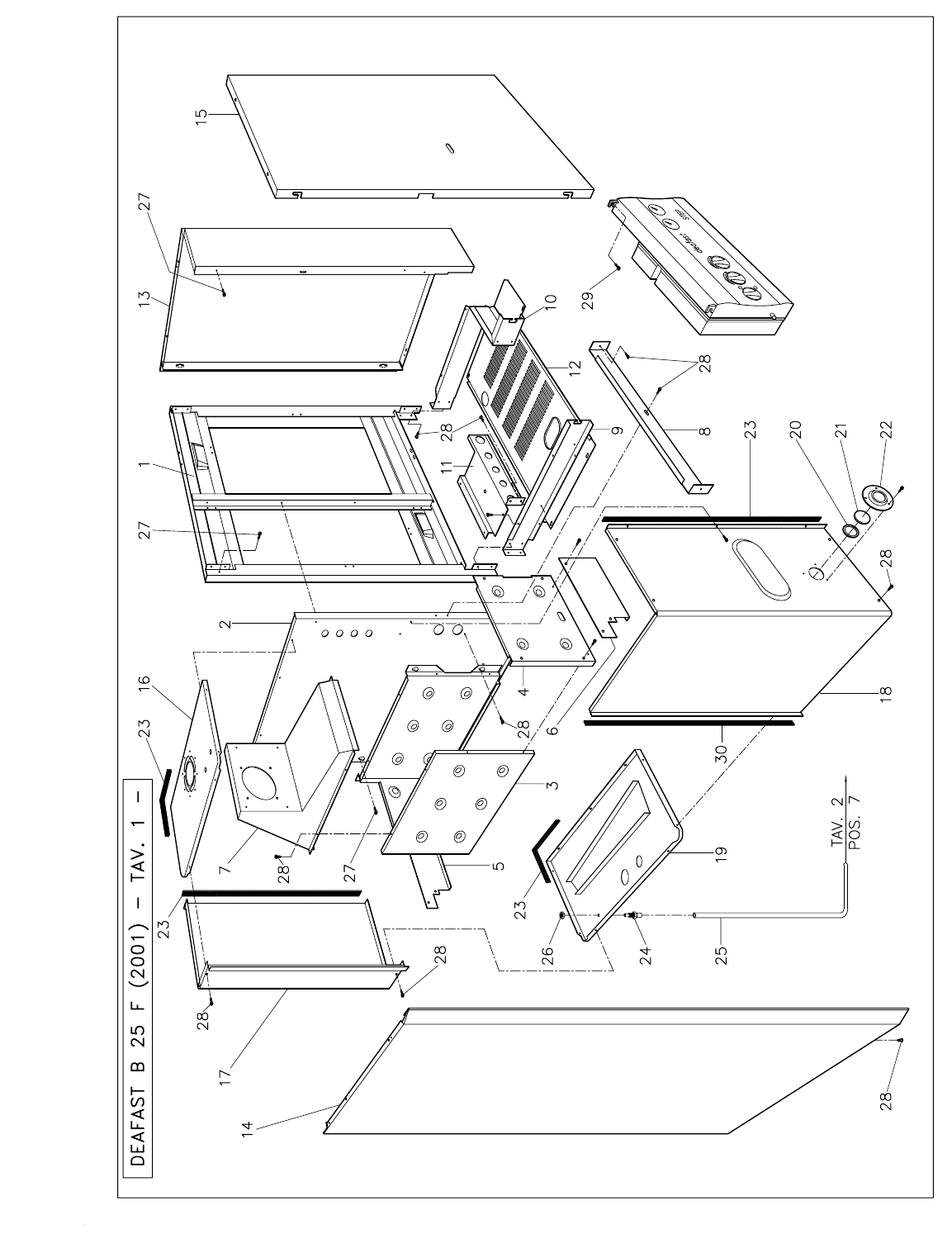# DEAFAST B 25 F (2001) – TAV. 1 –

TAV. 2
POS. 7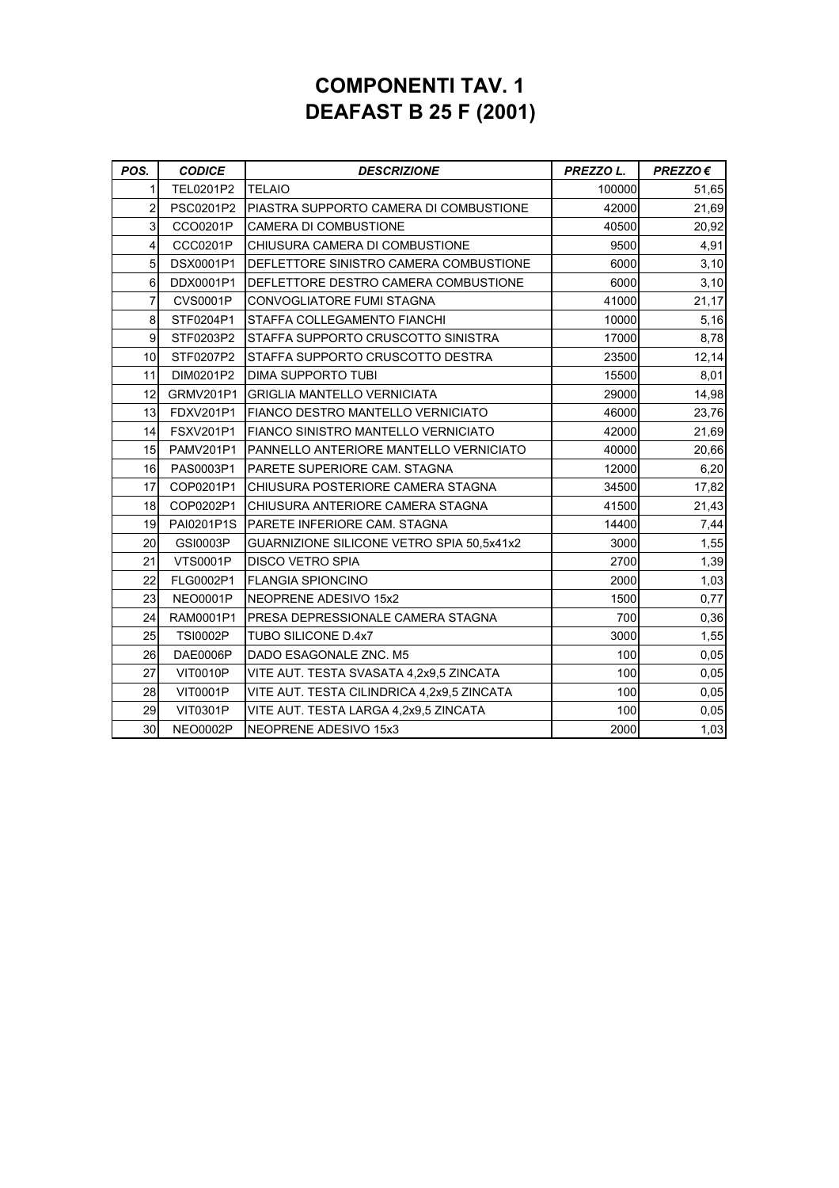# COMPONENTI TAV. 1
# DEAFAST B 25 F (2001)

| *POS.* | *CODICE* | *DESCRIZIONE* | *PREZZO L.* | *PREZZO €* |
|---|---|---|---|---|
| 1 | TEL0201P2 | TELAIO | 100000 | 51,65 |
| 2 | PSC0201P2 | PIASTRA SUPPORTO CAMERA DI COMBUSTIONE | 42000 | 21,69 |
| 3 | CCO0201P | CAMERA DI COMBUSTIONE | 40500 | 20,92 |
| 4 | CCC0201P | CHIUSURA CAMERA DI COMBUSTIONE | 9500 | 4,91 |
| 5 | DSX0001P1 | DEFLETTORE SINISTRO CAMERA COMBUSTIONE | 6000 | 3,10 |
| 6 | DDX0001P1 | DEFLETTORE DESTRO CAMERA COMBUSTIONE | 6000 | 3,10 |
| 7 | CVS0001P | CONVOGLIATORE FUMI STAGNA | 41000 | 21,17 |
| 8 | STF0204P1 | STAFFA COLLEGAMENTO FIANCHI | 10000 | 5,16 |
| 9 | STF0203P2 | STAFFA SUPPORTO CRUSCOTTO SINISTRA | 17000 | 8,78 |
| 10 | STF0207P2 | STAFFA SUPPORTO CRUSCOTTO DESTRA | 23500 | 12,14 |
| 11 | DIM0201P2 | DIMA SUPPORTO TUBI | 15500 | 8,01 |
| 12 | GRMV201P1 | GRIGLIA MANTELLO VERNICIATA | 29000 | 14,98 |
| 13 | FDXV201P1 | FIANCO DESTRO MANTELLO VERNICIATO | 46000 | 23,76 |
| 14 | FSXV201P1 | FIANCO SINISTRO MANTELLO VERNICIATO | 42000 | 21,69 |
| 15 | PAMV201P1 | PANNELLO ANTERIORE MANTELLO VERNICIATO | 40000 | 20,66 |
| 16 | PAS0003P1 | PARETE SUPERIORE CAM. STAGNA | 12000 | 6,20 |
| 17 | COP0201P1 | CHIUSURA POSTERIORE CAMERA STAGNA | 34500 | 17,82 |
| 18 | COP0202P1 | CHIUSURA ANTERIORE CAMERA STAGNA | 41500 | 21,43 |
| 19 | PAI0201P1S | PARETE INFERIORE CAM. STAGNA | 14400 | 7,44 |
| 20 | GSI0003P | GUARNIZIONE SILICONE VETRO SPIA 50,5x41x2 | 3000 | 1,55 |
| 21 | VTS0001P | DISCO VETRO SPIA | 2700 | 1,39 |
| 22 | FLG0002P1 | FLANGIA SPIONCINO | 2000 | 1,03 |
| 23 | NEO0001P | NEOPRENE ADESIVO 15x2 | 1500 | 0,77 |
| 24 | RAM0001P1 | PRESA DEPRESSIONALE CAMERA STAGNA | 700 | 0,36 |
| 25 | TSI0002P | TUBO SILICONE D.4x7 | 3000 | 1,55 |
| 26 | DAE0006P | DADO ESAGONALE ZNC. M5 | 100 | 0,05 |
| 27 | VIT0010P | VITE AUT. TESTA SVASATA 4,2x9,5 ZINCATA | 100 | 0,05 |
| 28 | VIT0001P | VITE AUT. TESTA CILINDRICA 4,2x9,5 ZINCATA | 100 | 0,05 |
| 29 | VIT0301P | VITE AUT. TESTA LARGA 4,2x9,5 ZINCATA | 100 | 0,05 |
| 30 | NEO0002P | NEOPRENE ADESIVO 15x3 | 2000 | 1,03 |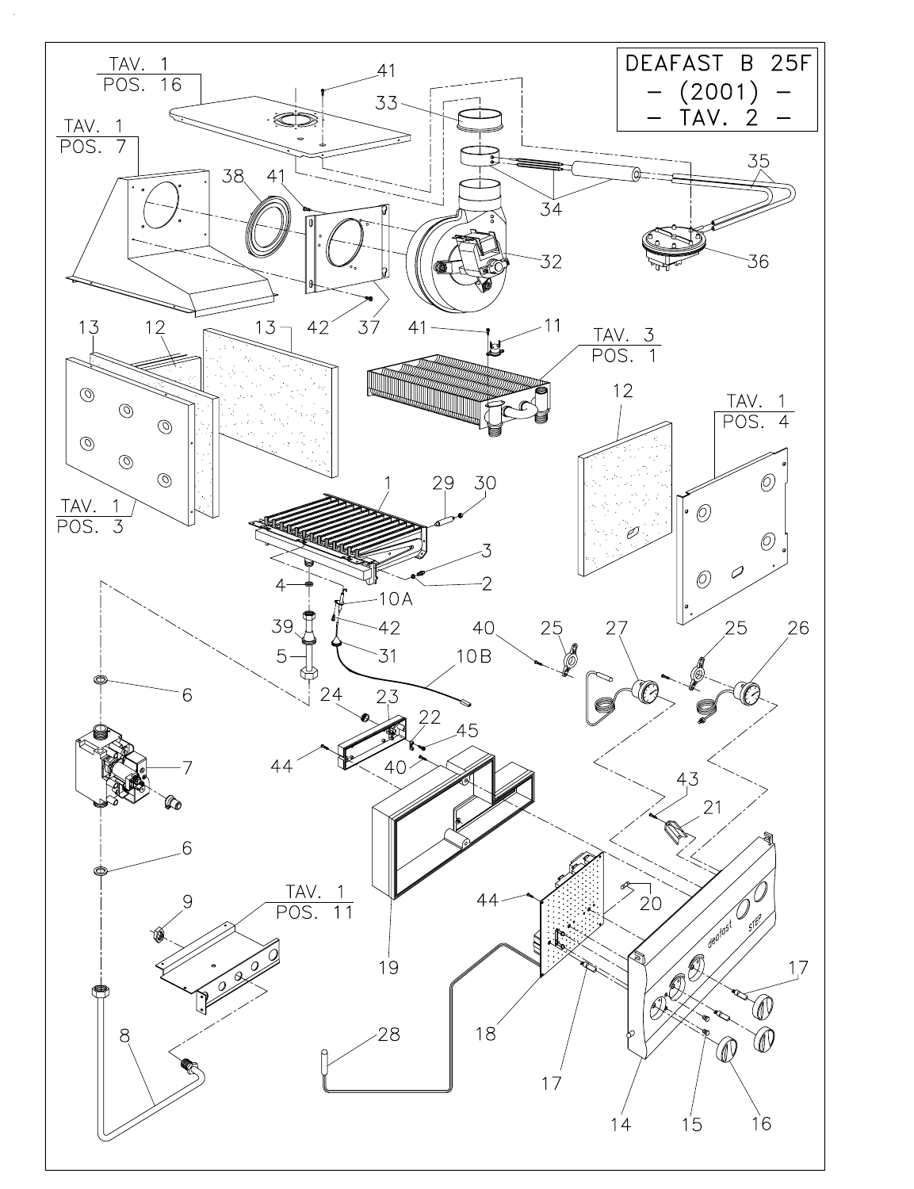DEAFAST B 25F
– (2001) –
– TAV. 2 –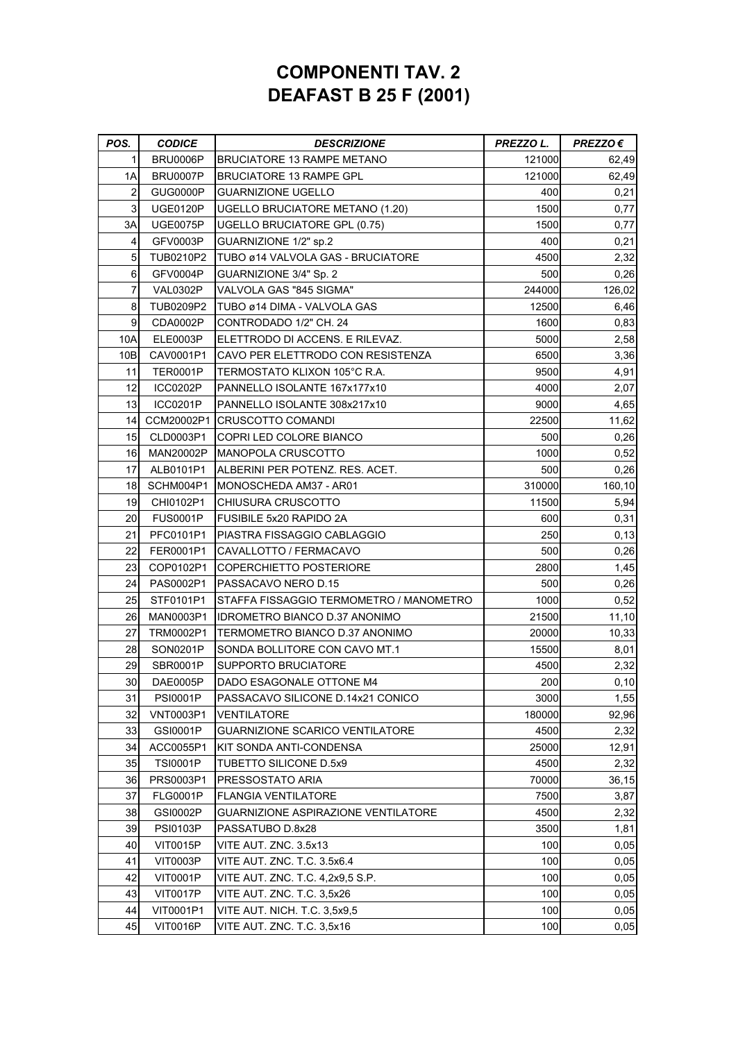# COMPONENTI TAV. 2
# DEAFAST B 25 F (2001)

| *POS.* | *CODICE* | *DESCRIZIONE* | *PREZZO L.* | *PREZZO €* |
|---|---|---|---|---|
| 1 | BRU0006P | BRUCIATORE 13 RAMPE METANO | 121000 | 62,49 |
| 1A | BRU0007P | BRUCIATORE 13 RAMPE GPL | 121000 | 62,49 |
| 2 | GUG0000P | GUARNIZIONE UGELLO | 400 | 0,21 |
| 3 | UGE0120P | UGELLO BRUCIATORE METANO (1.20) | 1500 | 0,77 |
| 3A | UGE0075P | UGELLO BRUCIATORE GPL (0.75) | 1500 | 0,77 |
| 4 | GFV0003P | GUARNIZIONE 1/2" sp.2 | 400 | 0,21 |
| 5 | TUB0210P2 | TUBO ø14 VALVOLA GAS - BRUCIATORE | 4500 | 2,32 |
| 6 | GFV0004P | GUARNIZIONE 3/4" Sp. 2 | 500 | 0,26 |
| 7 | VAL0302P | VALVOLA GAS "845 SIGMA" | 244000 | 126,02 |
| 8 | TUB0209P2 | TUBO ø14 DIMA - VALVOLA GAS | 12500 | 6,46 |
| 9 | CDA0002P | CONTRODADO 1/2" CH. 24 | 1600 | 0,83 |
| 10A | ELE0003P | ELETTRODO DI ACCENS. E RILEVAZ. | 5000 | 2,58 |
| 10B | CAV0001P1 | CAVO PER ELETTRODO CON RESISTENZA | 6500 | 3,36 |
| 11 | TER0001P | TERMOSTATO KLIXON 105°C R.A. | 9500 | 4,91 |
| 12 | ICC0202P | PANNELLO ISOLANTE 167x177x10 | 4000 | 2,07 |
| 13 | ICC0201P | PANNELLO ISOLANTE 308x217x10 | 9000 | 4,65 |
| 14 | CCM20002P1 | CRUSCOTTO COMANDI | 22500 | 11,62 |
| 15 | CLD0003P1 | COPRI LED COLORE BIANCO | 500 | 0,26 |
| 16 | MAN20002P | MANOPOLA CRUSCOTTO | 1000 | 0,52 |
| 17 | ALB0101P1 | ALBERINI PER POTENZ. RES. ACET. | 500 | 0,26 |
| 18 | SCHM004P1 | MONOSCHEDA AM37 - AR01 | 310000 | 160,10 |
| 19 | CHI0102P1 | CHIUSURA CRUSCOTTO | 11500 | 5,94 |
| 20 | FUS0001P | FUSIBILE 5x20 RAPIDO 2A | 600 | 0,31 |
| 21 | PFC0101P1 | PIASTRA FISSAGGIO CABLAGGIO | 250 | 0,13 |
| 22 | FER0001P1 | CAVALLOTTO / FERMACAVO | 500 | 0,26 |
| 23 | COP0102P1 | COPERCHIETTO POSTERIORE | 2800 | 1,45 |
| 24 | PAS0002P1 | PASSACAVO NERO D.15 | 500 | 0,26 |
| 25 | STF0101P1 | STAFFA FISSAGGIO TERMOMETRO / MANOMETRO | 1000 | 0,52 |
| 26 | MAN0003P1 | IDROMETRO BIANCO D.37 ANONIMO | 21500 | 11,10 |
| 27 | TRM0002P1 | TERMOMETRO BIANCO D.37 ANONIMO | 20000 | 10,33 |
| 28 | SON0201P | SONDA BOLLITORE CON CAVO MT.1 | 15500 | 8,01 |
| 29 | SBR0001P | SUPPORTO BRUCIATORE | 4500 | 2,32 |
| 30 | DAE0005P | DADO ESAGONALE OTTONE M4 | 200 | 0,10 |
| 31 | PSI0001P | PASSACAVO SILICONE D.14x21 CONICO | 3000 | 1,55 |
| 32 | VNT0003P1 | VENTILATORE | 180000 | 92,96 |
| 33 | GSI0001P | GUARNIZIONE SCARICO VENTILATORE | 4500 | 2,32 |
| 34 | ACC0055P1 | KIT SONDA ANTI-CONDENSA | 25000 | 12,91 |
| 35 | TSI0001P | TUBETTO SILICONE D.5x9 | 4500 | 2,32 |
| 36 | PRS0003P1 | PRESSOSTATO ARIA | 70000 | 36,15 |
| 37 | FLG0001P | FLANGIA VENTILATORE | 7500 | 3,87 |
| 38 | GSI0002P | GUARNIZIONE ASPIRAZIONE VENTILATORE | 4500 | 2,32 |
| 39 | PSI0103P | PASSATUBO D.8x28 | 3500 | 1,81 |
| 40 | VIT0015P | VITE AUT. ZNC. 3.5x13 | 100 | 0,05 |
| 41 | VIT0003P | VITE AUT. ZNC. T.C. 3.5x6.4 | 100 | 0,05 |
| 42 | VIT0001P | VITE AUT. ZNC. T.C. 4,2x9,5 S.P. | 100 | 0,05 |
| 43 | VIT0017P | VITE AUT. ZNC. T.C. 3,5x26 | 100 | 0,05 |
| 44 | VIT0001P1 | VITE AUT. NICH. T.C. 3,5x9,5 | 100 | 0,05 |
| 45 | VIT0016P | VITE AUT. ZNC. T.C. 3,5x16 | 100 | 0,05 |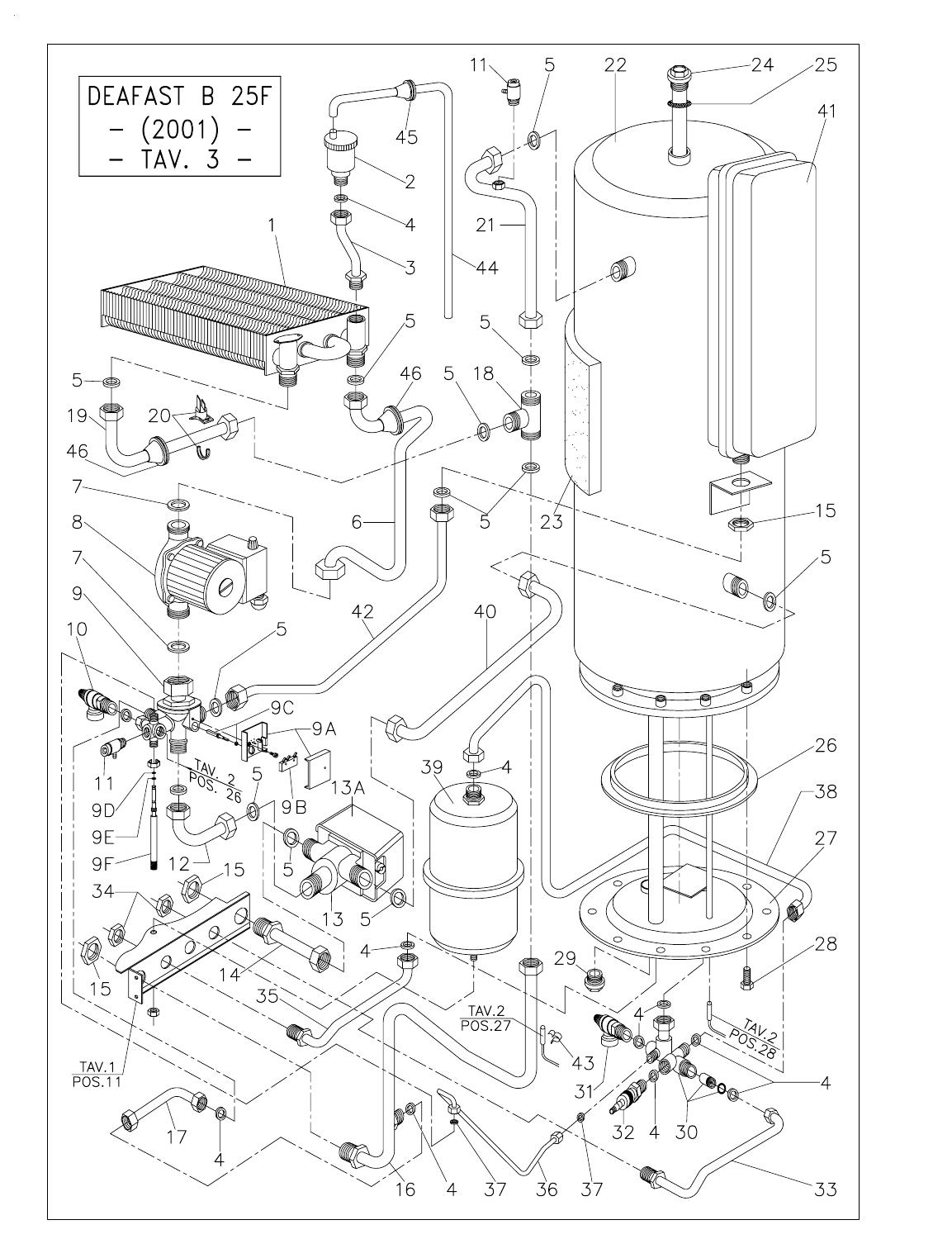DEAFAST B 25F
– (2001) –
– TAV. 3 –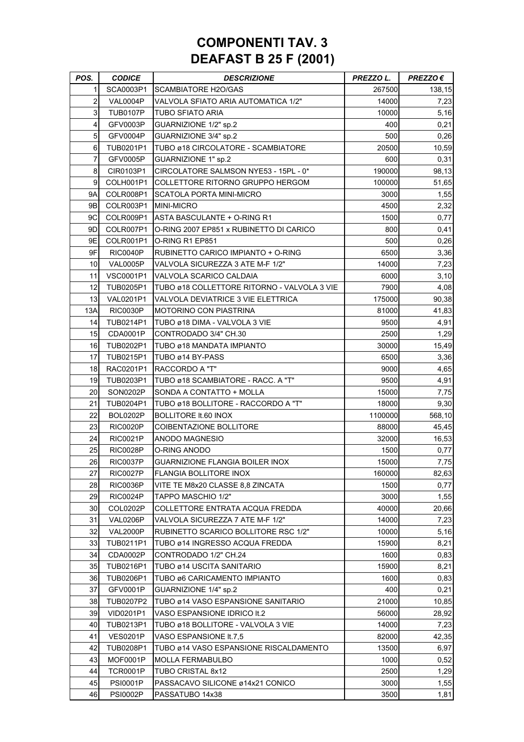# COMPONENTI TAV. 3
# DEAFAST B 25 F (2001)

| ***POS.*** | ***CODICE*** | ***DESCRIZIONE*** | ***PREZZO L.*** | ***PREZZO €*** |
|---|---|---|---|---|
| 1 | SCA0003P1 | SCAMBIATORE H2O/GAS | 267500 | 138,15 |
| 2 | VAL0004P | VALVOLA SFIATO ARIA AUTOMATICA 1/2" | 14000 | 7,23 |
| 3 | TUB0107P | TUBO SFIATO ARIA | 10000 | 5,16 |
| 4 | GFV0003P | GUARNIZIONE 1/2" sp.2 | 400 | 0,21 |
| 5 | GFV0004P | GUARNIZIONE 3/4" sp.2 | 500 | 0,26 |
| 6 | TUB0201P1 | TUBO ø18 CIRCOLATORE - SCAMBIATORE | 20500 | 10,59 |
| 7 | GFV0005P | GUARNIZIONE 1" sp.2 | 600 | 0,31 |
| 8 | CIR0103P1 | CIRCOLATORE SALMSON NYE53 - 15PL - 0* | 190000 | 98,13 |
| 9 | COLH001P1 | COLLETTORE RITORNO GRUPPO HERGOM | 100000 | 51,65 |
| 9A | COLR008P1 | SCATOLA PORTA MINI-MICRO | 3000 | 1,55 |
| 9B | COLR003P1 | MINI-MICRO | 4500 | 2,32 |
| 9C | COLR009P1 | ASTA BASCULANTE + O-RING R1 | 1500 | 0,77 |
| 9D | COLR007P1 | O-RING 2007 EP851 x RUBINETTO DI CARICO | 800 | 0,41 |
| 9E | COLR001P1 | O-RING R1 EP851 | 500 | 0,26 |
| 9F | RIC0040P | RUBINETTO CARICO IMPIANTO + O-RING | 6500 | 3,36 |
| 10 | VAL0005P | VALVOLA SICUREZZA 3 ATE M-F 1/2" | 14000 | 7,23 |
| 11 | VSC0001P1 | VALVOLA SCARICO CALDAIA | 6000 | 3,10 |
| 12 | TUB0205P1 | TUBO ø18 COLLETTORE RITORNO - VALVOLA 3 VIE | 7900 | 4,08 |
| 13 | VAL0201P1 | VALVOLA DEVIATRICE 3 VIE ELETTRICA | 175000 | 90,38 |
| 13A | RIC0030P | MOTORINO CON PIASTRINA | 81000 | 41,83 |
| 14 | TUB0214P1 | TUBO ø18 DIMA - VALVOLA 3 VIE | 9500 | 4,91 |
| 15 | CDA0001P | CONTRODADO 3/4" CH.30 | 2500 | 1,29 |
| 16 | TUB0202P1 | TUBO ø18 MANDATA IMPIANTO | 30000 | 15,49 |
| 17 | TUB0215P1 | TUBO ø14 BY-PASS | 6500 | 3,36 |
| 18 | RAC0201P1 | RACCORDO A "T" | 9000 | 4,65 |
| 19 | TUB0203P1 | TUBO ø18 SCAMBIATORE - RACC. A "T" | 9500 | 4,91 |
| 20 | SON0202P | SONDA A CONTATTO + MOLLA | 15000 | 7,75 |
| 21 | TUB0204P1 | TUBO ø18 BOLLITORE - RACCORDO A "T" | 18000 | 9,30 |
| 22 | BOL0202P | BOLLITORE lt.60 INOX | 1100000 | 568,10 |
| 23 | RIC0020P | COIBENTAZIONE BOLLITORE | 88000 | 45,45 |
| 24 | RIC0021P | ANODO MAGNESIO | 32000 | 16,53 |
| 25 | RIC0028P | O-RING ANODO | 1500 | 0,77 |
| 26 | RIC0037P | GUARNIZIONE FLANGIA BOILER INOX | 15000 | 7,75 |
| 27 | RIC0027P | FLANGIA BOLLITORE INOX | 160000 | 82,63 |
| 28 | RIC0036P | VITE TE M8x20 CLASSE 8,8 ZINCATA | 1500 | 0,77 |
| 29 | RIC0024P | TAPPO MASCHIO 1/2" | 3000 | 1,55 |
| 30 | COL0202P | COLLETTORE ENTRATA ACQUA FREDDA | 40000 | 20,66 |
| 31 | VAL0206P | VALVOLA SICUREZZA 7 ATE M-F 1/2" | 14000 | 7,23 |
| 32 | VAL2000P | RUBINETTO SCARICO BOLLITORE RSC 1/2" | 10000 | 5,16 |
| 33 | TUB0211P1 | TUBO ø14 INGRESSO ACQUA FREDDA | 15900 | 8,21 |
| 34 | CDA0002P | CONTRODADO 1/2" CH.24 | 1600 | 0,83 |
| 35 | TUB0216P1 | TUBO ø14 USCITA SANITARIO | 15900 | 8,21 |
| 36 | TUB0206P1 | TUBO ø6 CARICAMENTO IMPIANTO | 1600 | 0,83 |
| 37 | GFV0001P | GUARNIZIONE 1/4" sp.2 | 400 | 0,21 |
| 38 | TUB0207P2 | TUBO ø14 VASO ESPANSIONE SANITARIO | 21000 | 10,85 |
| 39 | VID0201P1 | VASO ESPANSIONE IDRICO lt.2 | 56000 | 28,92 |
| 40 | TUB0213P1 | TUBO ø18 BOLLITORE - VALVOLA 3 VIE | 14000 | 7,23 |
| 41 | VES0201P | VASO ESPANSIONE lt.7,5 | 82000 | 42,35 |
| 42 | TUB0208P1 | TUBO ø14 VASO ESPANSIONE RISCALDAMENTO | 13500 | 6,97 |
| 43 | MOF0001P | MOLLA FERMABULBO | 1000 | 0,52 |
| 44 | TCR0001P | TUBO CRISTAL 8x12 | 2500 | 1,29 |
| 45 | PSI0001P | PASSACAVO SILICONE ø14x21 CONICO | 3000 | 1,55 |
| 46 | PSI0002P | PASSATUBO 14x38 | 3500 | 1,81 |